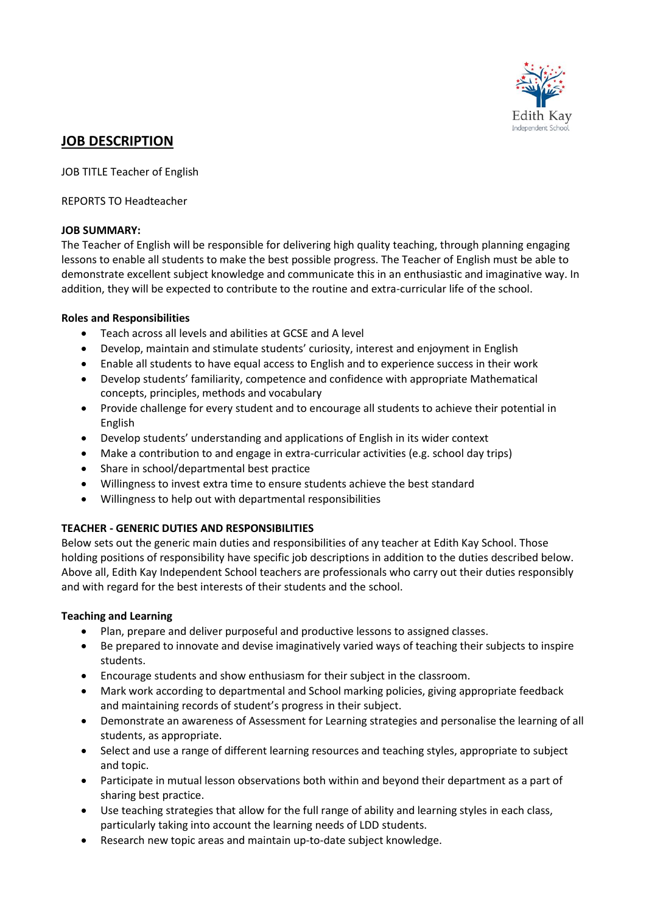Edith Kay
Independent School

# JOB DESCRIPTION

JOB TITLE Teacher of English

REPORTS TO Headteacher

**JOB SUMMARY:**
The Teacher of English will be responsible for delivering high quality teaching, through planning engaging lessons to enable all students to make the best possible progress. The Teacher of English must be able to demonstrate excellent subject knowledge and communicate this in an enthusiastic and imaginative way. In addition, they will be expected to contribute to the routine and extra-curricular life of the school.

**Roles and Responsibilities**

- Teach across all levels and abilities at GCSE and A level
- Develop, maintain and stimulate students' curiosity, interest and enjoyment in English
- Enable all students to have equal access to English and to experience success in their work
- Develop students' familiarity, competence and confidence with appropriate Mathematical concepts, principles, methods and vocabulary
- Provide challenge for every student and to encourage all students to achieve their potential in English
- Develop students' understanding and applications of English in its wider context
- Make a contribution to and engage in extra-curricular activities (e.g. school day trips)
- Share in school/departmental best practice
- Willingness to invest extra time to ensure students achieve the best standard
- Willingness to help out with departmental responsibilities

**TEACHER - GENERIC DUTIES AND RESPONSIBILITIES**
Below sets out the generic main duties and responsibilities of any teacher at Edith Kay School. Those holding positions of responsibility have specific job descriptions in addition to the duties described below. Above all, Edith Kay Independent School teachers are professionals who carry out their duties responsibly and with regard for the best interests of their students and the school.

**Teaching and Learning**

- Plan, prepare and deliver purposeful and productive lessons to assigned classes.
- Be prepared to innovate and devise imaginatively varied ways of teaching their subjects to inspire students.
- Encourage students and show enthusiasm for their subject in the classroom.
- Mark work according to departmental and School marking policies, giving appropriate feedback and maintaining records of student's progress in their subject.
- Demonstrate an awareness of Assessment for Learning strategies and personalise the learning of all students, as appropriate.
- Select and use a range of different learning resources and teaching styles, appropriate to subject and topic.
- Participate in mutual lesson observations both within and beyond their department as a part of sharing best practice.
- Use teaching strategies that allow for the full range of ability and learning styles in each class, particularly taking into account the learning needs of LDD students.
- Research new topic areas and maintain up-to-date subject knowledge.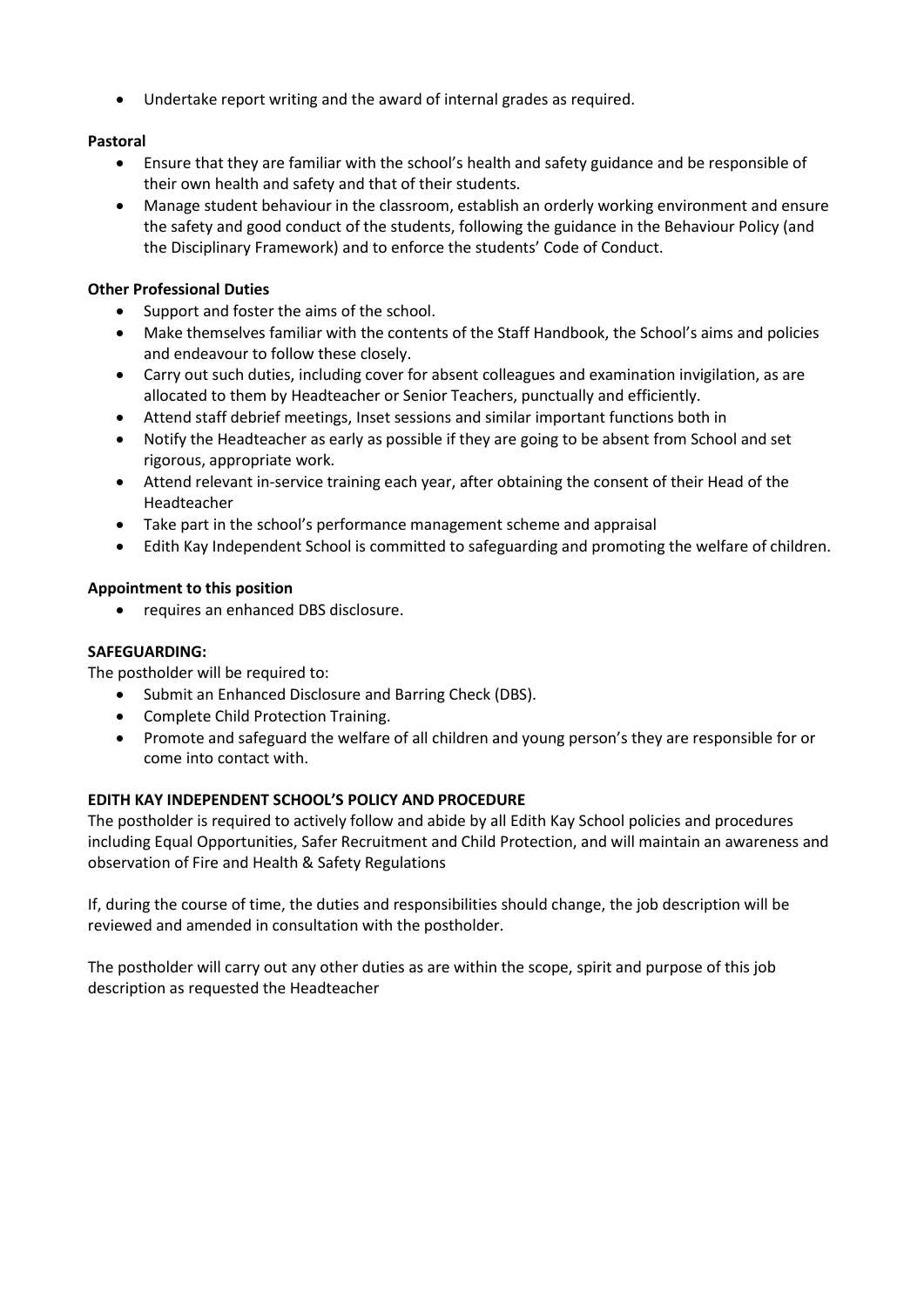- Undertake report writing and the award of internal grades as required.

**Pastoral**

- Ensure that they are familiar with the school's health and safety guidance and be responsible of their own health and safety and that of their students.
- Manage student behaviour in the classroom, establish an orderly working environment and ensure the safety and good conduct of the students, following the guidance in the Behaviour Policy (and the Disciplinary Framework) and to enforce the students' Code of Conduct.

**Other Professional Duties**

- Support and foster the aims of the school.
- Make themselves familiar with the contents of the Staff Handbook, the School's aims and policies and endeavour to follow these closely.
- Carry out such duties, including cover for absent colleagues and examination invigilation, as are allocated to them by Headteacher or Senior Teachers, punctually and efficiently.
- Attend staff debrief meetings, Inset sessions and similar important functions both in
- Notify the Headteacher as early as possible if they are going to be absent from School and set rigorous, appropriate work.
- Attend relevant in-service training each year, after obtaining the consent of their Head of the Headteacher
- Take part in the school's performance management scheme and appraisal
- Edith Kay Independent School is committed to safeguarding and promoting the welfare of children.

**Appointment to this position**

- requires an enhanced DBS disclosure.

**SAFEGUARDING:**

The postholder will be required to:

- Submit an Enhanced Disclosure and Barring Check (DBS).
- Complete Child Protection Training.
- Promote and safeguard the welfare of all children and young person's they are responsible for or come into contact with.

**EDITH KAY INDEPENDENT SCHOOL'S POLICY AND PROCEDURE**

The postholder is required to actively follow and abide by all Edith Kay School policies and procedures including Equal Opportunities, Safer Recruitment and Child Protection, and will maintain an awareness and observation of Fire and Health & Safety Regulations

If, during the course of time, the duties and responsibilities should change, the job description will be reviewed and amended in consultation with the postholder.

The postholder will carry out any other duties as are within the scope, spirit and purpose of this job description as requested the Headteacher